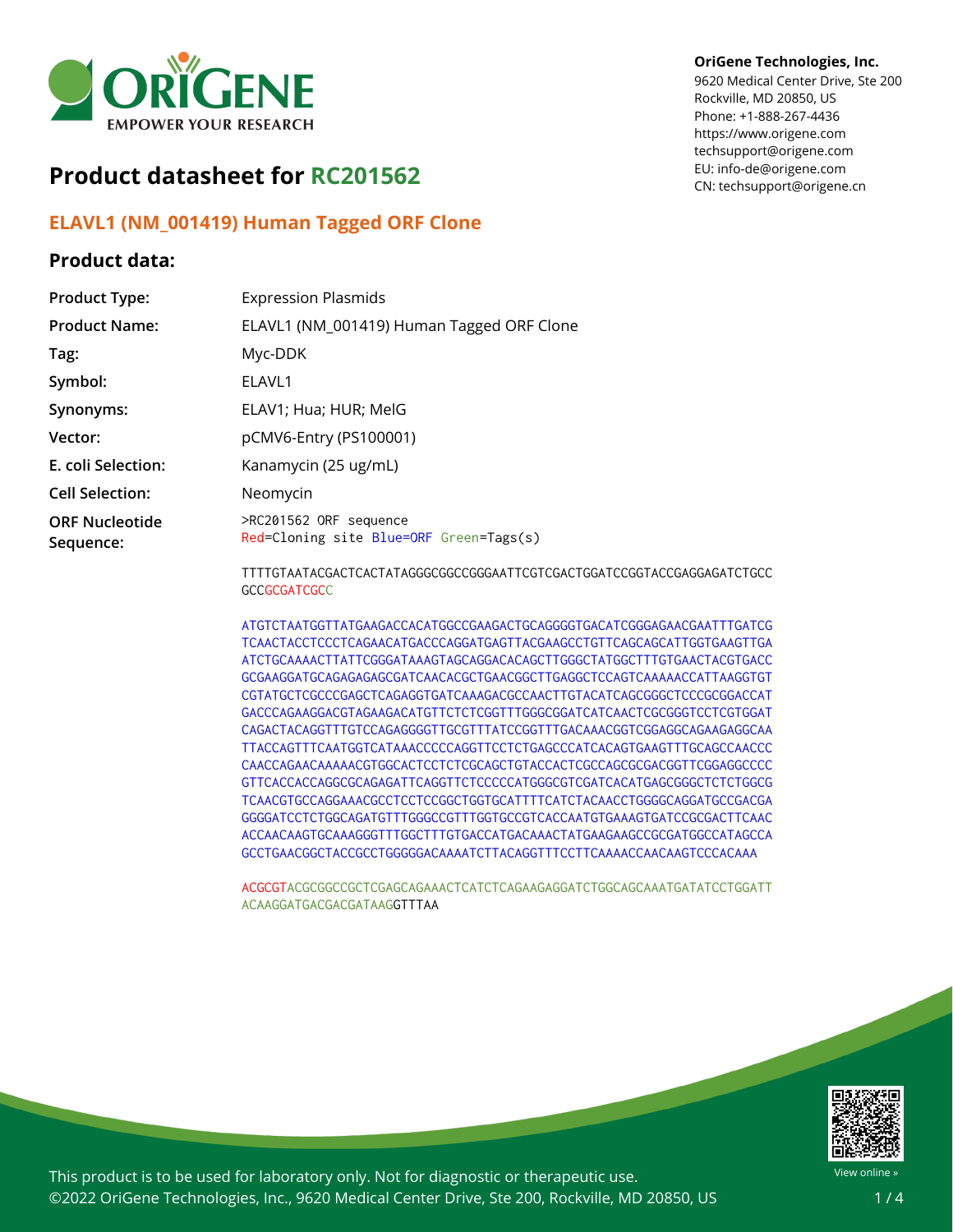OriGene Technologies, Inc.
9620 Medical Center Drive, Ste 200
Rockville, MD 20850, US
Phone: +1-888-267-4436
https://www.origene.com
techsupport@origene.com
EU: info-de@origene.com
CN: techsupport@origene.cn

# Product datasheet for RC201562

## ELAVL1 (NM_001419) Human Tagged ORF Clone

## Product data:

| | |
|---|---|
| **Product Type:** | Expression Plasmids |
| **Product Name:** | ELAVL1 (NM_001419) Human Tagged ORF Clone |
| **Tag:** | Myc-DDK |
| **Symbol:** | ELAVL1 |
| **Synonyms:** | ELAV1; Hua; HUR; MelG |
| **Vector:** | pCMV6-Entry (PS100001) |
| **E. coli Selection:** | Kanamycin (25 ug/mL) |
| **Cell Selection:** | Neomycin |
| **ORF Nucleotide Sequence:** | >RC201562 ORF sequence<br>Red=Cloning site Blue=ORF Green=Tags(s) |

```
TTTTGTAATACGACTCACTATAGGGCGGCCGGGAATTCGTCGACTGGATCCGGTACCGAGGAGATCTGCC
GCCGCGATCGCC

ATGTCTAATGGTTATGAAGACCACATGGCCGAAGACTGCAGGGGTGACATCGGGAGAACGAATTTGATCG
TCAACTACCTCCCTCAGAACATGACCCAGGATGAGTTACGAAGCCTGTTCAGCAGCATTGGTGAAGTTGA
ATCTGCAAAACTTATTCGGGATAAAGTAGCAGGACACAGCTTGGGCTATGGCTTTGTGAACTACGTGACC
GCGAAGGATGCAGAGAGAGCGATCAACACGCTGAACGGCTTGAGGCTCCAGTCAAAAACCATTAAGGTGT
CGTATGCTCGCCCGAGCTCAGAGGTGATCAAAGACGCCAACTTGTACATCAGCGGGCTCCCGCGGACCAT
GACCCAGAAGGACGTAGAAGACATGTTCTCTCGGTTTGGGCGGATCATCAACTCGCGGGTCCTCGTGGAT
CAGACTACAGGTTTGTCCAGAGGGGTTGCGTTTATCCGGTTTGACAAACGGTCGGAGGCAGAAGAGGCAA
TTACCAGTTTCAATGGTCATAAACCCCCAGGTTCCTCTGAGCCCATCACAGTGAAGTTTGCAGCCAACCC
CAACCAGAACAAAAACGTGGCACTCCTCTCGCAGCTGTACCACTCGCCAGCGCGACGGTTCGGAGGCCCC
GTTCACCACCAGGCGCAGAGATTCAGGTTCTCCCCCATGGGCGTCGATCACATGAGCGGGCTCTCTGGCG
TCAACGTGCCAGGAAACGCCTCCTCCGGCTGGTGCATTTTCATCTACAACCTGGGGCAGGATGCCGACGA
GGGGATCCTCTGGCAGATGTTTGGGCCGTTTGGTGCCGTCACCAATGTGAAAGTGATCCGCGACTTCAAC
ACCAACAAGTGCAAAGGGTTTGGCTTTGTGACCATGACAAACTATGAAGAAGCCGCGATGGCCATAGCCA
GCCTGAACGGCTACCGCCTGGGGGACAAAATCTTACAGGTTTCCTTCAAAACCAACAAGTCCCACAAA

ACGCGTACGCGGCCGCTCGAGCAGAAACTCATCTCAGAAGAGGATCTGGCAGCAAATGATATCCTGGATT
ACAAGGATGACGACGATAAGGTTTAA
```

This product is to be used for laboratory only. Not for diagnostic or therapeutic use.
©2022 OriGene Technologies, Inc., 9620 Medical Center Drive, Ste 200, Rockville, MD 20850, US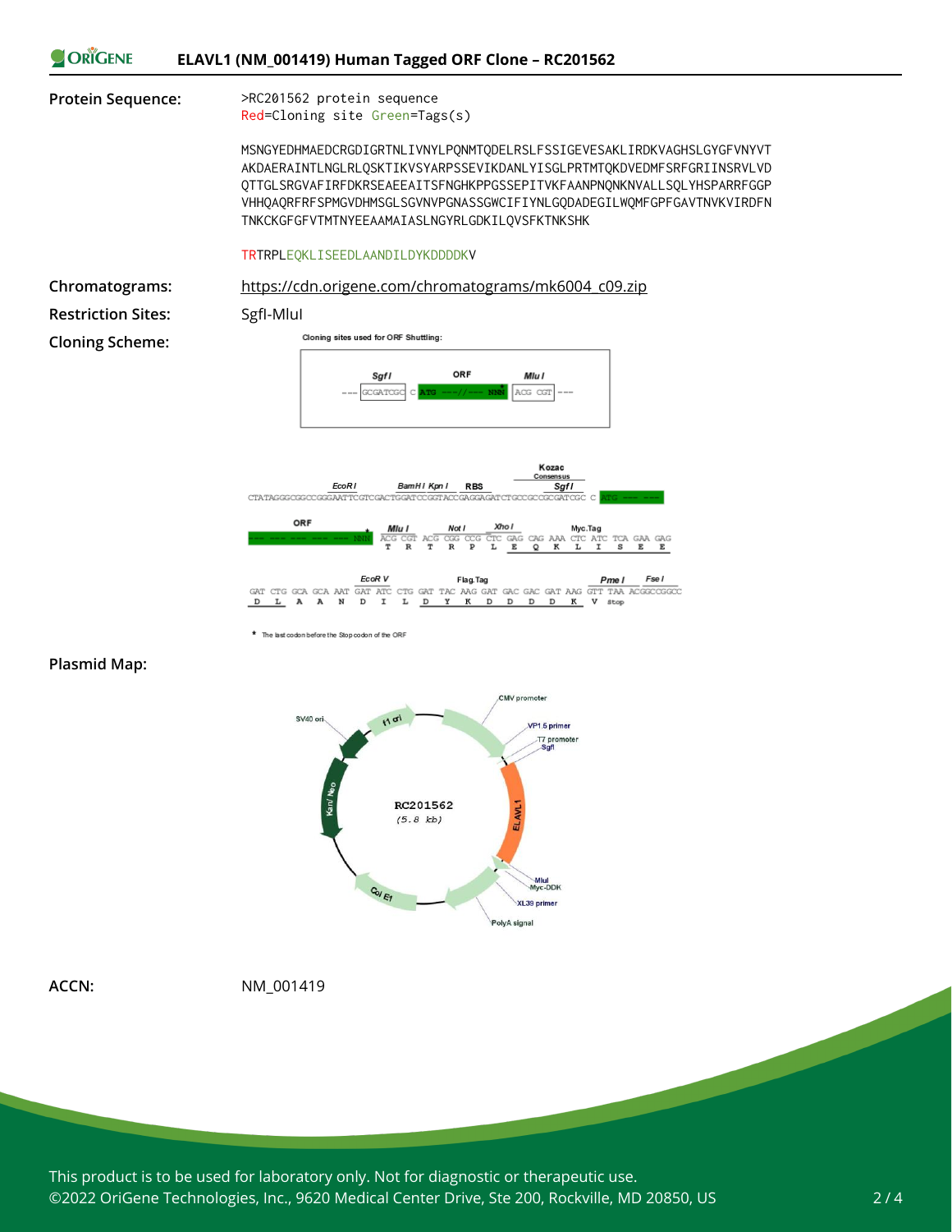## ELAVL1 (NM_001419) Human Tagged ORF Clone – RC201562

**Protein Sequence:**

>RC201562 protein sequence
Red=Cloning site Green=Tags(s)

MSNGYEDHMAEDCRGDIGRTNLIVNYLPQNMTQDELRSLFSSIGEVESAKLIRDKVAGHSLGYGFVNYVT
AKDAERAINTLNGLRLQSKTIKVSYARPSSEVIKDANLYISGLPRTMTQKDVEDMFSRFGRIINSRVLVD
QTTGLSRGVAFIRFDKRSEAEEAITSFNGHKPPGSSEPITVKFAANPNQNKNVALLSQLYHSPARRFGGP
VHHQAQRFRFSPMGVDHMSGLSGVNVPGNASSGWCIFIYNLGQDADEGILWQMFGPFGAVTNVKVIRDFN
TNKCKGFGFVTMTNYEEAAMAIASLNGYRLGDKILQVSFKTNKSHK

TRTRPLEQKLISEEDLAANDILDYKDDDDKV

**Chromatograms:** https://cdn.origene.com/chromatograms/mk6004_c09.zip

**Restriction Sites:** SgfI-MluI

**Cloning Scheme:**

Cloning sites used for ORF Shuttling:

SgfI ORF MluI
--- GCGATCGC C ATG ---//--- NNN ACG CGT ---

Kozac Consensus
EcoR I BamH I Kpn I RBS SgfI
CTATAGGGCGGCCGGGAATTCGTCGACTGGATCCGGTACCGAGGAGATCTGCCGCCGCGATCGC C ATG --- ---

ORF MluI Not I Xho I Myc.Tag
--- --- --- --- --- NNN ACG CGT ACG CGG CCG CTC GAG CAG AAA CTC ATC TCA GAA GAG
T R T R P L E Q K L I S E E

EcoR V Flag.Tag Pme I Fse I
GAT CTG GCA GCA AAT GAT ATC CTG GAT TAC AAG GAT GAC GAC GAT AAG GTT TAA ACGGCCGGCC
D L A A N D I L D Y K D D D D K V Stop

* The last codon before the Stop codon of the ORF

**Plasmid Map:**

CMV promoter
VP1.5 primer
T7 promoter
SgfI
ELAVL1
MluI
Myc-DDK
XL39 primer
PolyA signal
Col E1
Kan/ Neo
SV40 ori
f1 ori
RC201562
(5.8 kb)

**ACCN:** NM_001419

This product is to be used for laboratory only. Not for diagnostic or therapeutic use.
©2022 OriGene Technologies, Inc., 9620 Medical Center Drive, Ste 200, Rockville, MD 20850, US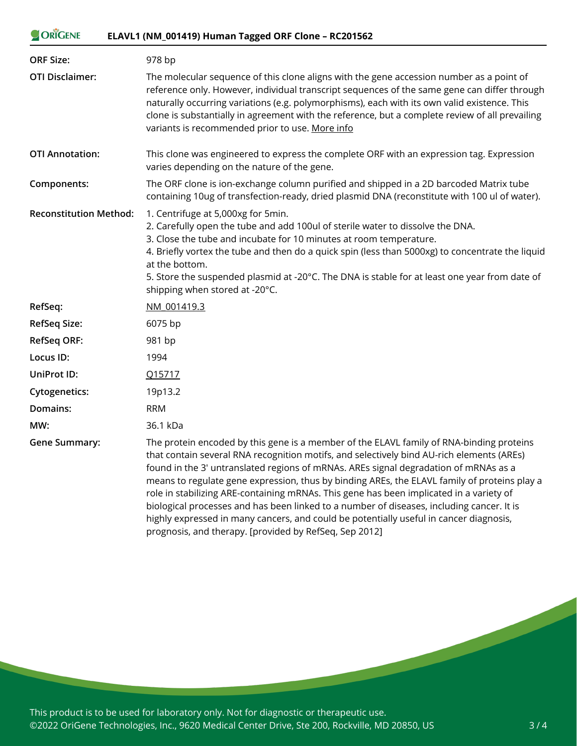| | |
|---|---|
| **ORF Size:** | 978 bp |
| **OTI Disclaimer:** | The molecular sequence of this clone aligns with the gene accession number as a point of reference only. However, individual transcript sequences of the same gene can differ through naturally occurring variations (e.g. polymorphisms), each with its own valid existence. This clone is substantially in agreement with the reference, but a complete review of all prevailing variants is recommended prior to use. More info |
| **OTI Annotation:** | This clone was engineered to express the complete ORF with an expression tag. Expression varies depending on the nature of the gene. |
| **Components:** | The ORF clone is ion-exchange column purified and shipped in a 2D barcoded Matrix tube containing 10ug of transfection-ready, dried plasmid DNA (reconstitute with 100 ul of water). |
| **Reconstitution Method:** | 1. Centrifuge at 5,000xg for 5min.<br>2. Carefully open the tube and add 100ul of sterile water to dissolve the DNA.<br>3. Close the tube and incubate for 10 minutes at room temperature.<br>4. Briefly vortex the tube and then do a quick spin (less than 5000xg) to concentrate the liquid at the bottom.<br>5. Store the suspended plasmid at -20°C. The DNA is stable for at least one year from date of shipping when stored at -20°C. |
| **RefSeq:** | NM_001419.3 |
| **RefSeq Size:** | 6075 bp |
| **RefSeq ORF:** | 981 bp |
| **Locus ID:** | 1994 |
| **UniProt ID:** | Q15717 |
| **Cytogenetics:** | 19p13.2 |
| **Domains:** | RRM |
| **MW:** | 36.1 kDa |
| **Gene Summary:** | The protein encoded by this gene is a member of the ELAVL family of RNA-binding proteins that contain several RNA recognition motifs, and selectively bind AU-rich elements (AREs) found in the 3' untranslated regions of mRNAs. AREs signal degradation of mRNAs as a means to regulate gene expression, thus by binding AREs, the ELAVL family of proteins play a role in stabilizing ARE-containing mRNAs. This gene has been implicated in a variety of biological processes and has been linked to a number of diseases, including cancer. It is highly expressed in many cancers, and could be potentially useful in cancer diagnosis, prognosis, and therapy. [provided by RefSeq, Sep 2012] |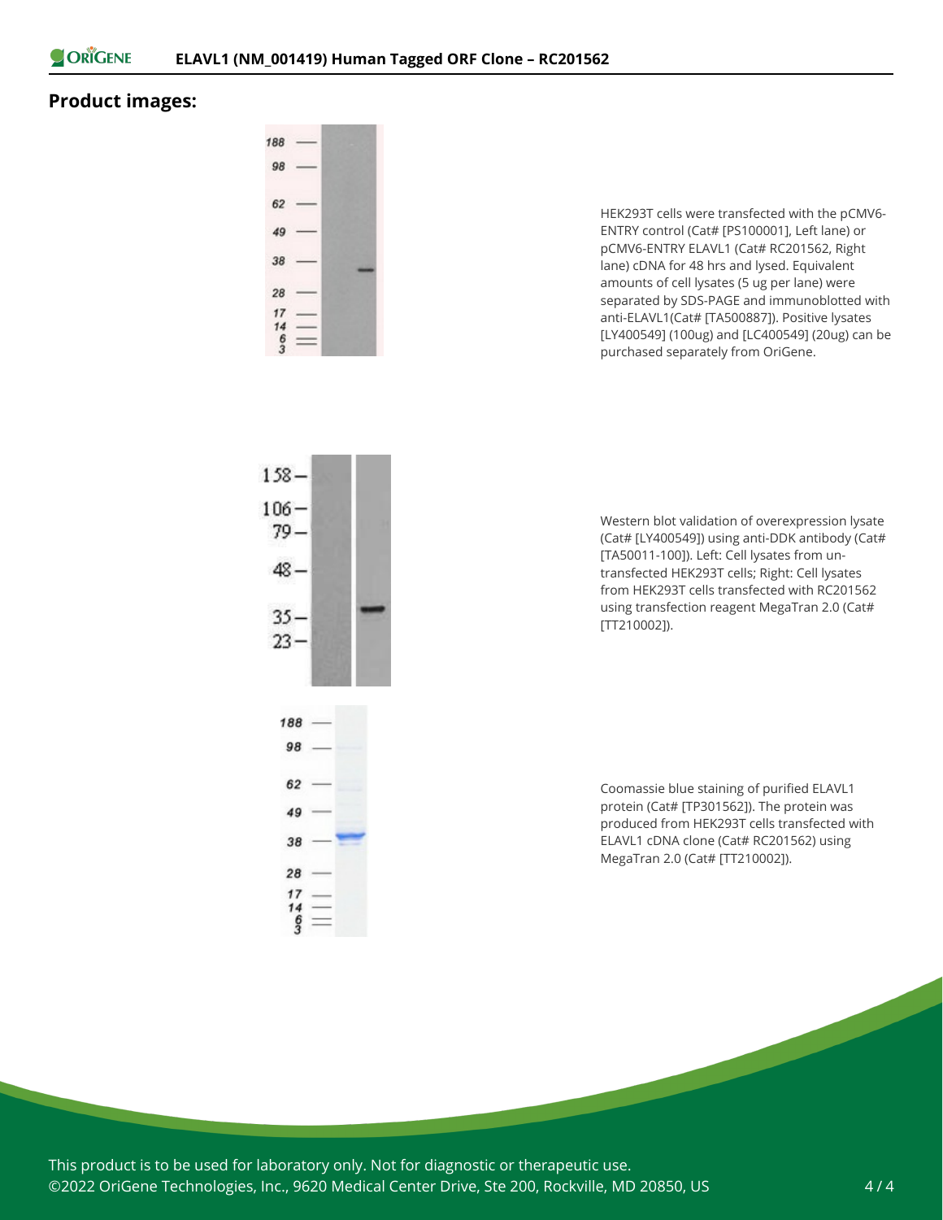## Product images:

188
98
62
49
38
28
17
14
6
3

HEK293T cells were transfected with the pCMV6-ENTRY control (Cat# [PS100001], Left lane) or pCMV6-ENTRY ELAVL1 (Cat# RC201562, Right lane) cDNA for 48 hrs and lysed. Equivalent amounts of cell lysates (5 ug per lane) were separated by SDS-PAGE and immunoblotted with anti-ELAVL1(Cat# [TA500887]). Positive lysates [LY400549] (100ug) and [LC400549] (20ug) can be purchased separately from OriGene.

158
106
79
48
35
23

Western blot validation of overexpression lysate (Cat# [LY400549]) using anti-DDK antibody (Cat# [TA50011-100]). Left: Cell lysates from un-transfected HEK293T cells; Right: Cell lysates from HEK293T cells transfected with RC201562 using transfection reagent MegaTran 2.0 (Cat# [TT210002]).

188
98
62
49
38
28
17
14
6
3

Coomassie blue staining of purified ELAVL1 protein (Cat# [TP301562]). The protein was produced from HEK293T cells transfected with ELAVL1 cDNA clone (Cat# RC201562) using MegaTran 2.0 (Cat# [TT210002]).

This product is to be used for laboratory only. Not for diagnostic or therapeutic use.
©2022 OriGene Technologies, Inc., 9620 Medical Center Drive, Ste 200, Rockville, MD 20850, US